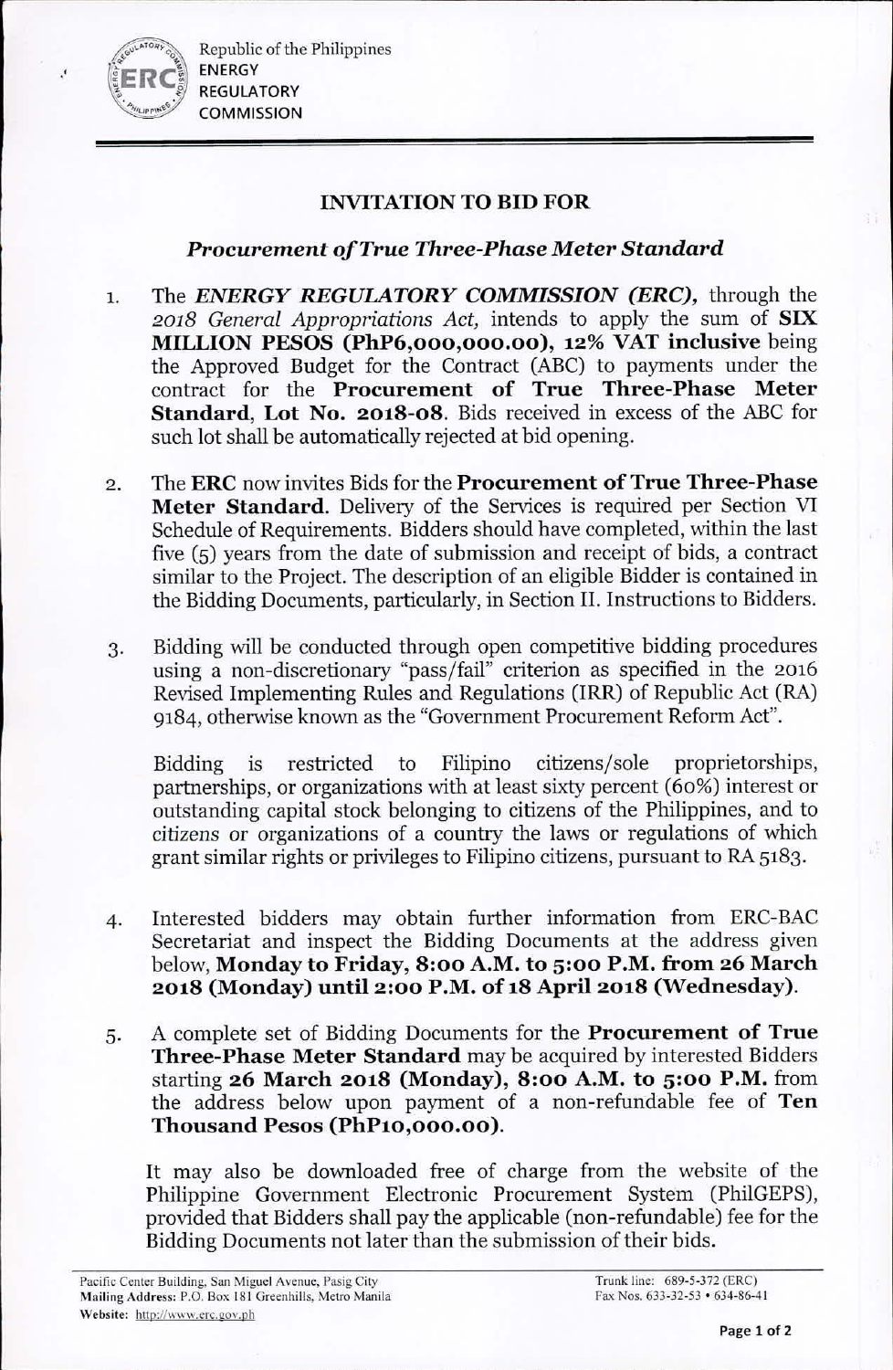Republic of the Philippines
ENERGY
REGULATORY
COMMISSION

## INVITATION TO BID FOR

### *Procurement of True Three-Phase Meter Standard*

1. The ***ENERGY REGULATORY COMMISSION (ERC),*** through the *2018 General Appropriations Act,* intends to apply the sum of **SIX MILLION PESOS (PhP6,000,000.00), 12% VAT inclusive** being the Approved Budget for the Contract (ABC) to payments under the contract for the **Procurement of True Three-Phase Meter Standard, Lot No. 2018-08**. Bids received in excess of the ABC for such lot shall be automatically rejected at bid opening.

2. The **ERC** now invites Bids for the **Procurement of True Three-Phase Meter Standard.** Delivery of the Services is required per Section VI Schedule of Requirements. Bidders should have completed, within the last five (5) years from the date of submission and receipt of bids, a contract similar to the Project. The description of an eligible Bidder is contained in the Bidding Documents, particularly, in Section II. Instructions to Bidders.

3. Bidding will be conducted through open competitive bidding procedures using a non-discretionary "pass/fail" criterion as specified in the 2016 Revised Implementing Rules and Regulations (IRR) of Republic Act (RA) 9184, otherwise known as the "Government Procurement Reform Act".

   Bidding is restricted to Filipino citizens/sole proprietorships, partnerships, or organizations with at least sixty percent (60%) interest or outstanding capital stock belonging to citizens of the Philippines, and to citizens or organizations of a country the laws or regulations of which grant similar rights or privileges to Filipino citizens, pursuant to RA 5183.

4. Interested bidders may obtain further information from ERC-BAC Secretariat and inspect the Bidding Documents at the address given below, **Monday to Friday, 8:00 A.M. to 5:00 P.M. from 26 March 2018 (Monday) until 2:00 P.M. of 18 April 2018 (Wednesday).**

5. A complete set of Bidding Documents for the **Procurement of True Three-Phase Meter Standard** may be acquired by interested Bidders starting **26 March 2018 (Monday), 8:00 A.M. to 5:00 P.M.** from the address below upon payment of a non-refundable fee of **Ten Thousand Pesos (PhP10,000.00).**

   It may also be downloaded free of charge from the website of the Philippine Government Electronic Procurement System (PhilGEPS), provided that Bidders shall pay the applicable (non-refundable) fee for the Bidding Documents not later than the submission of their bids.

Pacific Center Building, San Miguel Avenue, Pasig City
Mailing Address: P.O. Box 181 Greenhills, Metro Manila
Website: http://www.erc.gov.ph

Trunk line: 689-5-372 (ERC)
Fax Nos. 633-32-53 • 634-86-41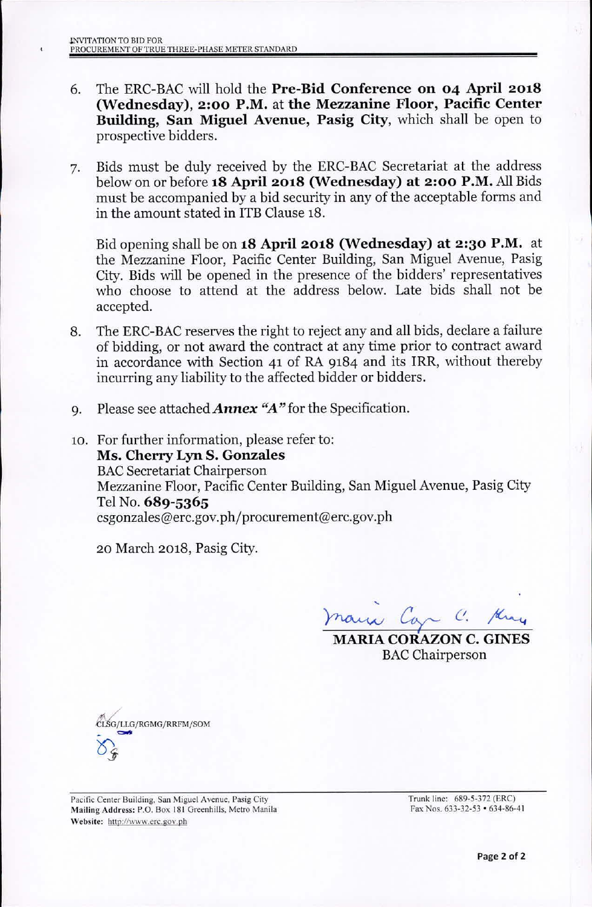6. The ERC-BAC will hold the **Pre-Bid Conference on 04 April 2018 (Wednesday), 2:00 P.M.** at **the Mezzanine Floor, Pacific Center Building, San Miguel Avenue, Pasig City**, which shall be open to prospective bidders.

7. Bids must be duly received by the ERC-BAC Secretariat at the address below on or before **18 April 2018 (Wednesday) at 2:00 P.M.** All Bids must be accompanied by a bid security in any of the acceptable forms and in the amount stated in ITB Clause 18.

   Bid opening shall be on **18 April 2018 (Wednesday) at 2:30 P.M.** at the Mezzanine Floor, Pacific Center Building, San Miguel Avenue, Pasig City. Bids will be opened in the presence of the bidders' representatives who choose to attend at the address below. Late bids shall not be accepted.

8. The ERC-BAC reserves the right to reject any and all bids, declare a failure of bidding, or not award the contract at any time prior to contract award in accordance with Section 41 of RA 9184 and its IRR, without thereby incurring any liability to the affected bidder or bidders.

9. Please see attached ***Annex "A"*** for the Specification.

10. For further information, please refer to:
    **Ms. Cherry Lyn S. Gonzales**
    BAC Secretariat Chairperson
    Mezzanine Floor, Pacific Center Building, San Miguel Avenue, Pasig City
    Tel No. **689-5365**
    csgonzales@erc.gov.ph/procurement@erc.gov.ph

    20 March 2018, Pasig City.

**MARIA CORAZON C. GINES**
BAC Chairperson

CLSG/LLG/RGMG/RRFM/SOM

Pacific Center Building, San Miguel Avenue, Pasig City
**Mailing Address:** P.O. Box 181 Greenhills, Metro Manila
**Website:** http://www.erc.gov.ph

Trunk line: 689-5-372 (ERC)
Fax Nos. 633-32-53 • 634-86-41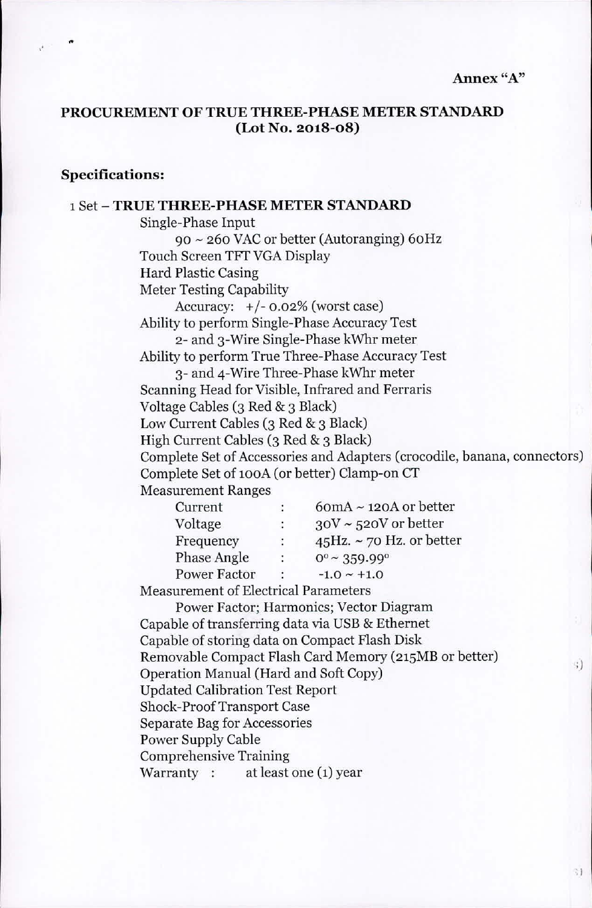**Annex "A"**

## PROCUREMENT OF TRUE THREE-PHASE METER STANDARD (Lot No. 2018-08)

### Specifications:

1 Set – **TRUE THREE-PHASE METER STANDARD**

- Single-Phase Input
  - 90 ~ 260 VAC or better (Autoranging) 60Hz
- Touch Screen TFT VGA Display
- Hard Plastic Casing
- Meter Testing Capability
  - Accuracy: +/- 0.02% (worst case)
- Ability to perform Single-Phase Accuracy Test
  - 2- and 3-Wire Single-Phase kWhr meter
- Ability to perform True Three-Phase Accuracy Test
  - 3- and 4-Wire Three-Phase kWhr meter
- Scanning Head for Visible, Infrared and Ferraris
- Voltage Cables (3 Red & 3 Black)
- Low Current Cables (3 Red & 3 Black)
- High Current Cables (3 Red & 3 Black)
- Complete Set of Accessories and Adapters (crocodile, banana, connectors)
- Complete Set of 100A (or better) Clamp-on CT
- Measurement Ranges

| | | |
|---|---|---|
| Current | : | 60mA ~ 120A or better |
| Voltage | : | 30V ~ 520V or better |
| Frequency | : | 45Hz. ~ 70 Hz. or better |
| Phase Angle | : | 0° ~ 359.99° |
| Power Factor | : | -1.0 ~ +1.0 |

- Measurement of Electrical Parameters
  - Power Factor; Harmonics; Vector Diagram
- Capable of transferring data via USB & Ethernet
- Capable of storing data on Compact Flash Disk
- Removable Compact Flash Card Memory (215MB or better)
- Operation Manual (Hard and Soft Copy)
- Updated Calibration Test Report
- Shock-Proof Transport Case
- Separate Bag for Accessories
- Power Supply Cable
- Comprehensive Training
- Warranty : at least one (1) year